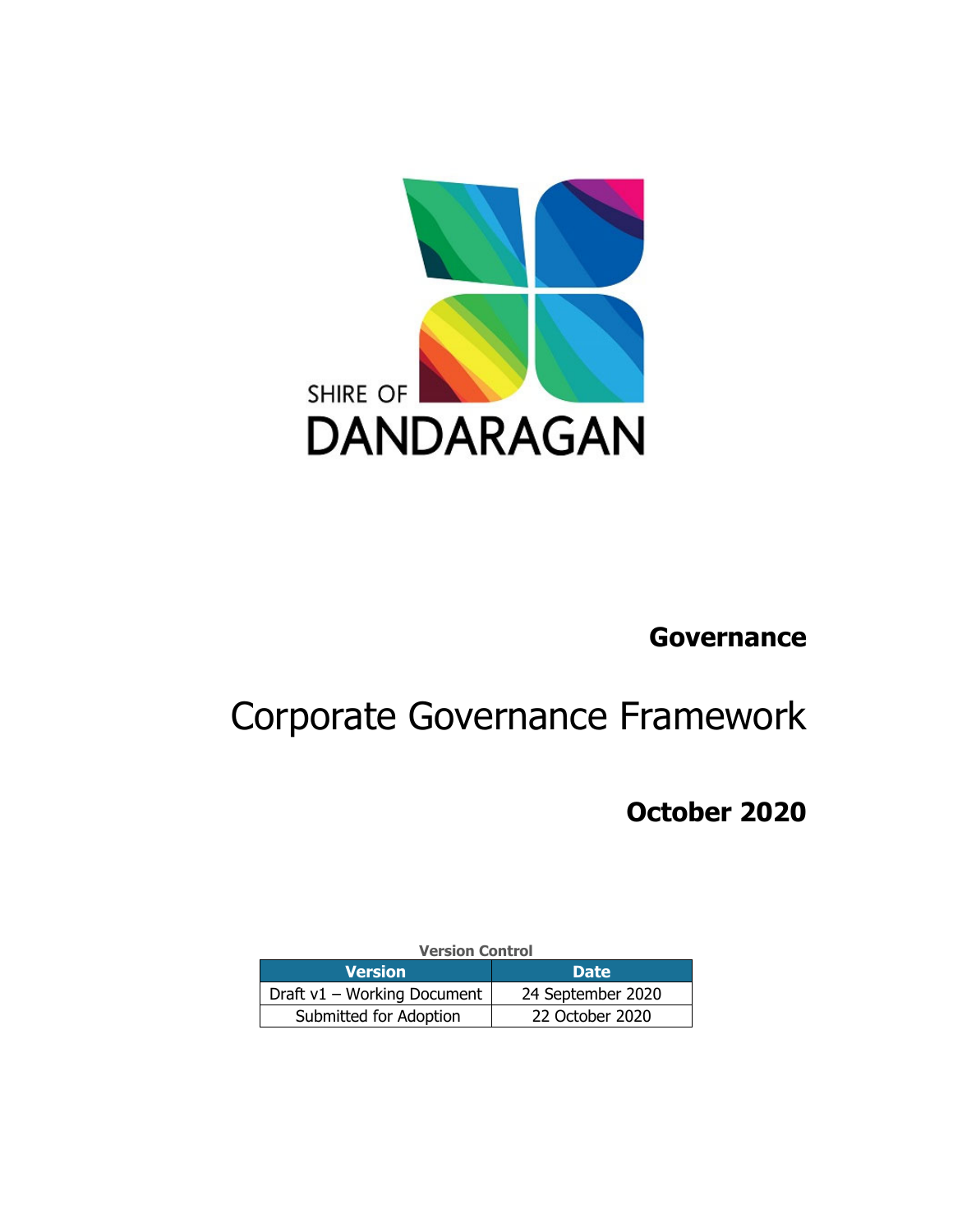SHIRE OF
DANDARAGAN

**Governance**

# Corporate Governance Framework

**October 2020**

**Version Control**

| Version | Date |
| --- | --- |
| Draft v1 – Working Document | 24 September 2020 |
| Submitted for Adoption | 22 October 2020 |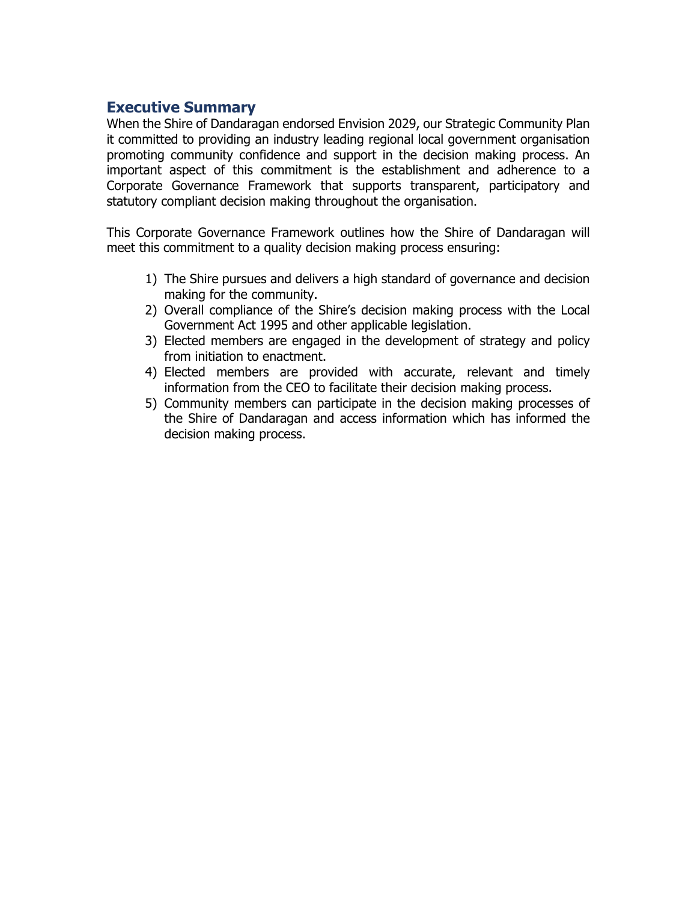## Executive Summary

When the Shire of Dandaragan endorsed Envision 2029, our Strategic Community Plan it committed to providing an industry leading regional local government organisation promoting community confidence and support in the decision making process. An important aspect of this commitment is the establishment and adherence to a Corporate Governance Framework that supports transparent, participatory and statutory compliant decision making throughout the organisation.

This Corporate Governance Framework outlines how the Shire of Dandaragan will meet this commitment to a quality decision making process ensuring:

1) The Shire pursues and delivers a high standard of governance and decision making for the community.
2) Overall compliance of the Shire's decision making process with the Local Government Act 1995 and other applicable legislation.
3) Elected members are engaged in the development of strategy and policy from initiation to enactment.
4) Elected members are provided with accurate, relevant and timely information from the CEO to facilitate their decision making process.
5) Community members can participate in the decision making processes of the Shire of Dandaragan and access information which has informed the decision making process.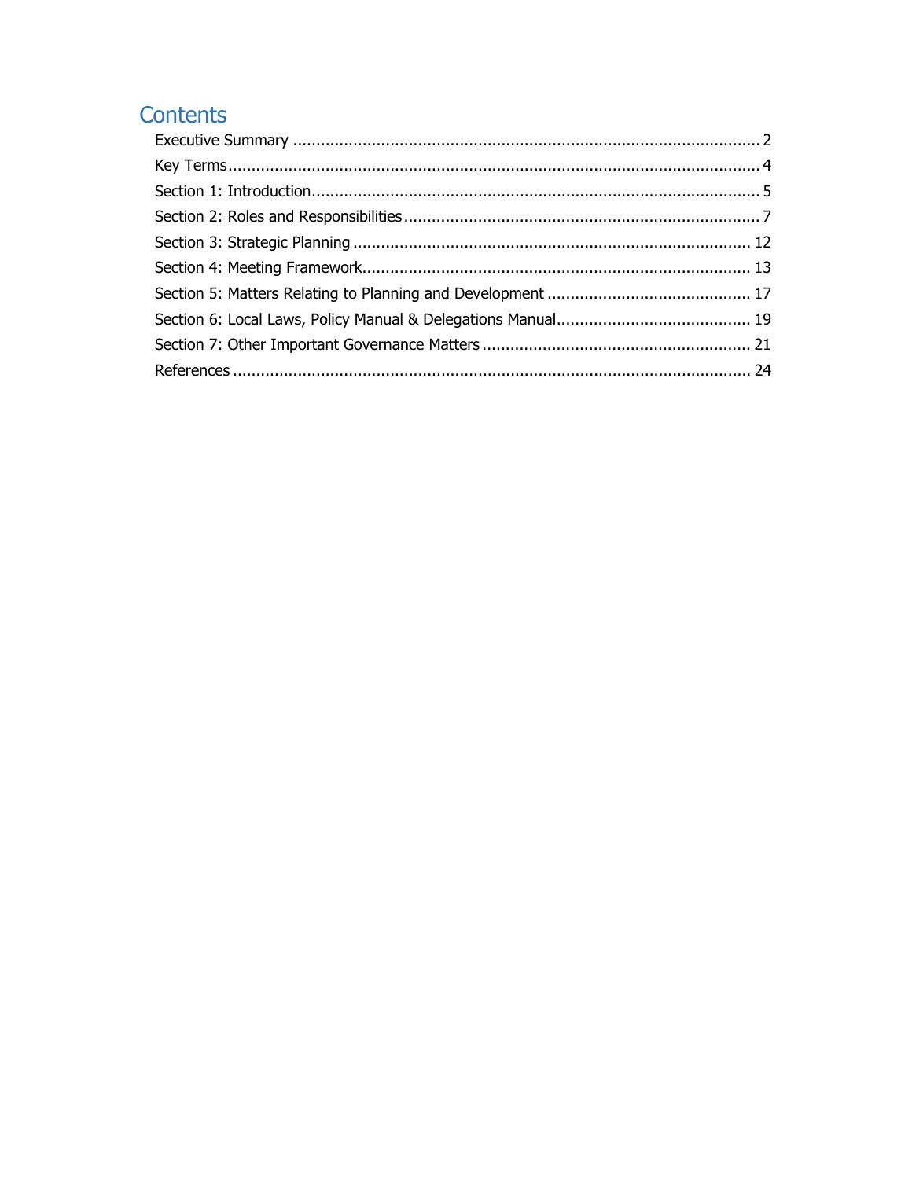# Contents

Executive Summary ..................................................................................................... 2
Key Terms.................................................................................................................. 4
Section 1: Introduction................................................................................................ 5
Section 2: Roles and Responsibilities............................................................................. 7
Section 3: Strategic Planning ..................................................................................... 12
Section 4: Meeting Framework.................................................................................... 13
Section 5: Matters Relating to Planning and Development ............................................ 17
Section 6: Local Laws, Policy Manual & Delegations Manual.......................................... 19
Section 7: Other Important Governance Matters .......................................................... 21
References ............................................................................................................... 24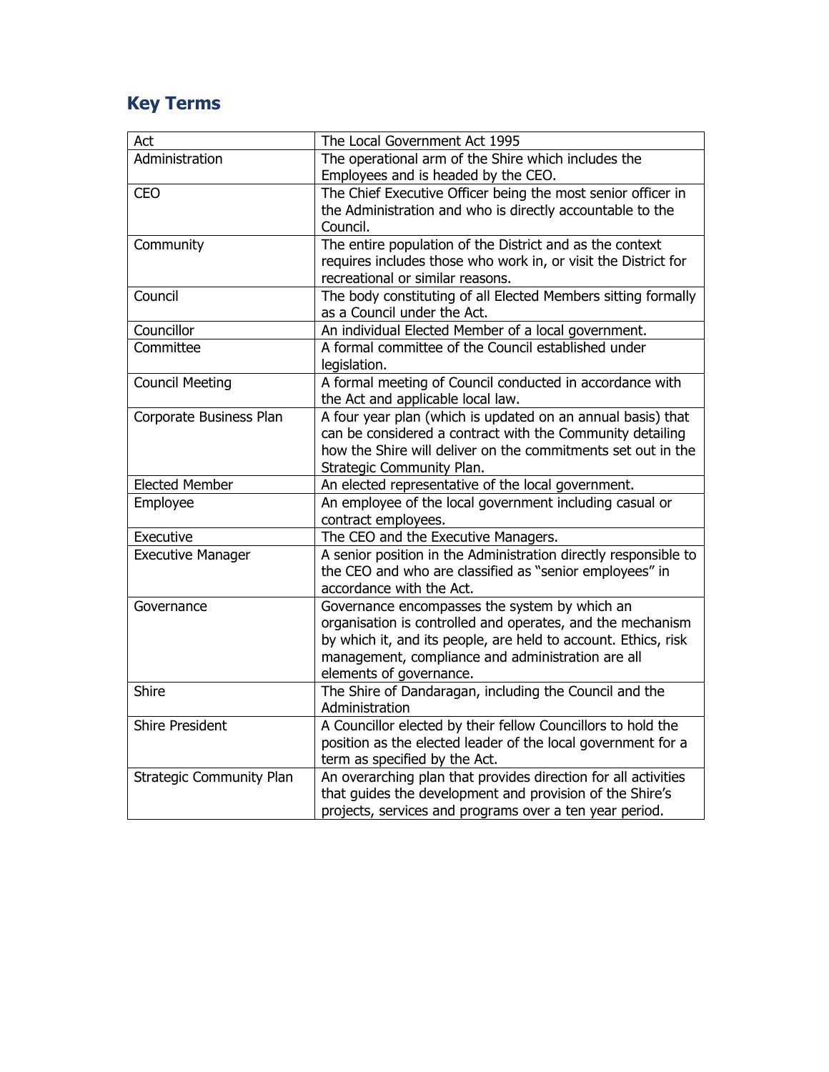## Key Terms

| | |
|---|---|
| Act | The Local Government Act 1995 |
| Administration | The operational arm of the Shire which includes the Employees and is headed by the CEO. |
| CEO | The Chief Executive Officer being the most senior officer in the Administration and who is directly accountable to the Council. |
| Community | The entire population of the District and as the context requires includes those who work in, or visit the District for recreational or similar reasons. |
| Council | The body constituting of all Elected Members sitting formally as a Council under the Act. |
| Councillor | An individual Elected Member of a local government. |
| Committee | A formal committee of the Council established under legislation. |
| Council Meeting | A formal meeting of Council conducted in accordance with the Act and applicable local law. |
| Corporate Business Plan | A four year plan (which is updated on an annual basis) that can be considered a contract with the Community detailing how the Shire will deliver on the commitments set out in the Strategic Community Plan. |
| Elected Member | An elected representative of the local government. |
| Employee | An employee of the local government including casual or contract employees. |
| Executive | The CEO and the Executive Managers. |
| Executive Manager | A senior position in the Administration directly responsible to the CEO and who are classified as "senior employees" in accordance with the Act. |
| Governance | Governance encompasses the system by which an organisation is controlled and operates, and the mechanism by which it, and its people, are held to account. Ethics, risk management, compliance and administration are all elements of governance. |
| Shire | The Shire of Dandaragan, including the Council and the Administration |
| Shire President | A Councillor elected by their fellow Councillors to hold the position as the elected leader of the local government for a term as specified by the Act. |
| Strategic Community Plan | An overarching plan that provides direction for all activities that guides the development and provision of the Shire's projects, services and programs over a ten year period. |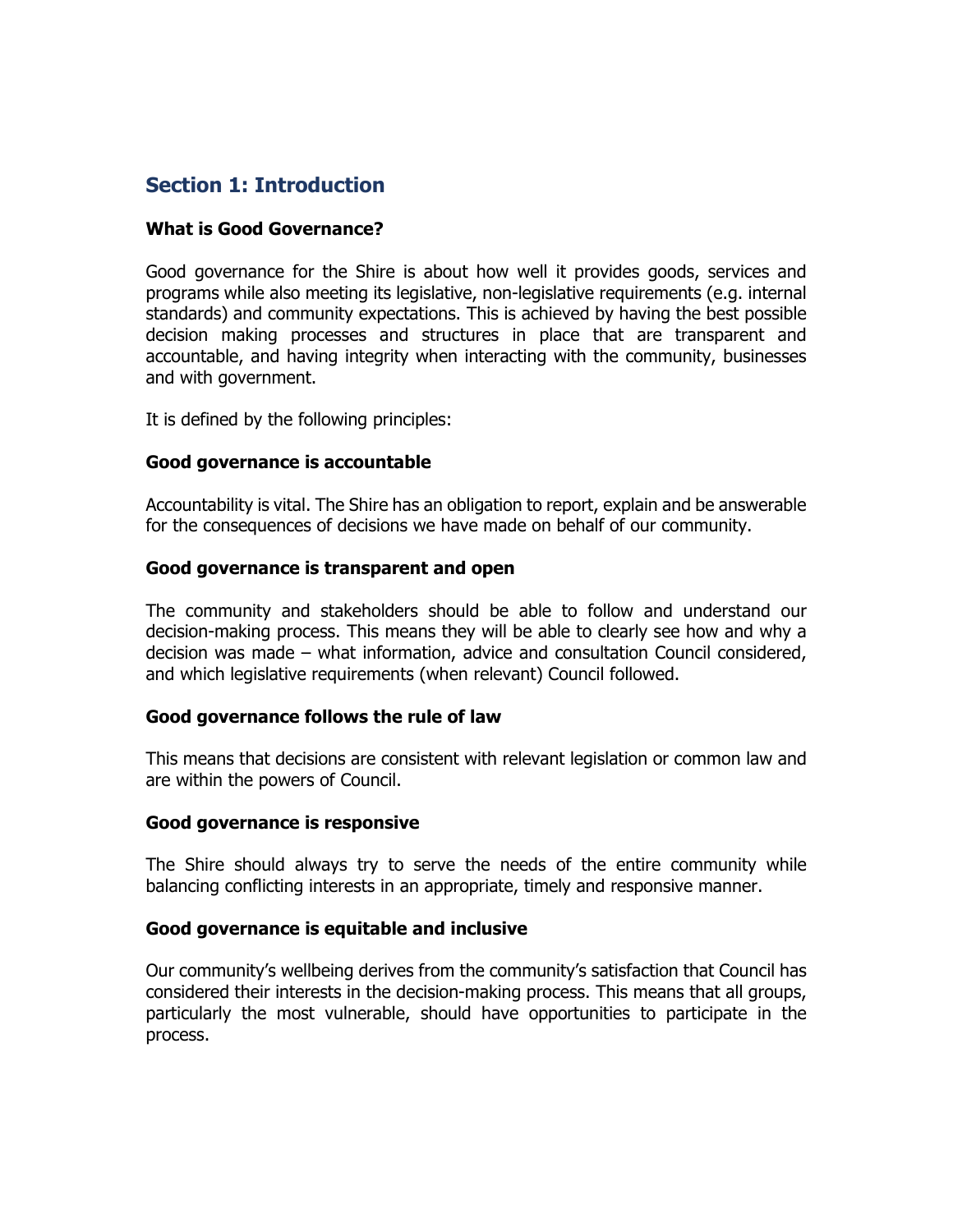## Section 1: Introduction

### What is Good Governance?

Good governance for the Shire is about how well it provides goods, services and programs while also meeting its legislative, non-legislative requirements (e.g. internal standards) and community expectations. This is achieved by having the best possible decision making processes and structures in place that are transparent and accountable, and having integrity when interacting with the community, businesses and with government.

It is defined by the following principles:

### Good governance is accountable

Accountability is vital. The Shire has an obligation to report, explain and be answerable for the consequences of decisions we have made on behalf of our community.

### Good governance is transparent and open

The community and stakeholders should be able to follow and understand our decision-making process. This means they will be able to clearly see how and why a decision was made – what information, advice and consultation Council considered, and which legislative requirements (when relevant) Council followed.

### Good governance follows the rule of law

This means that decisions are consistent with relevant legislation or common law and are within the powers of Council.

### Good governance is responsive

The Shire should always try to serve the needs of the entire community while balancing conflicting interests in an appropriate, timely and responsive manner.

### Good governance is equitable and inclusive

Our community's wellbeing derives from the community's satisfaction that Council has considered their interests in the decision-making process. This means that all groups, particularly the most vulnerable, should have opportunities to participate in the process.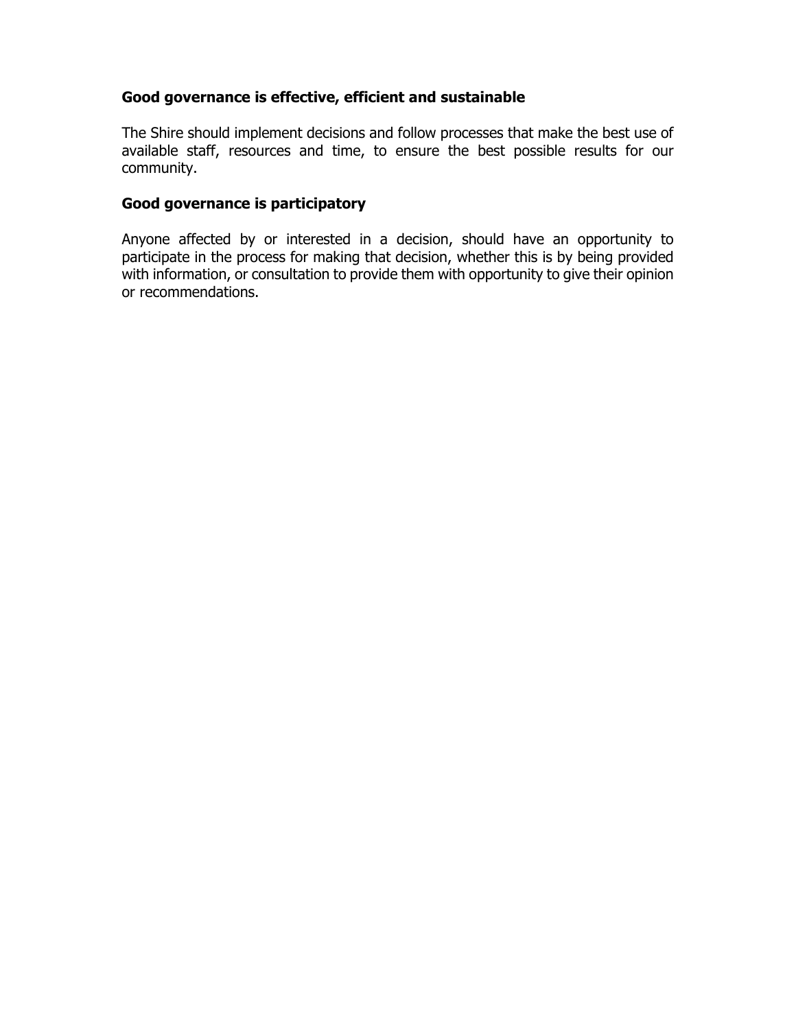### Good governance is effective, efficient and sustainable

The Shire should implement decisions and follow processes that make the best use of available staff, resources and time, to ensure the best possible results for our community.

### Good governance is participatory

Anyone affected by or interested in a decision, should have an opportunity to participate in the process for making that decision, whether this is by being provided with information, or consultation to provide them with opportunity to give their opinion or recommendations.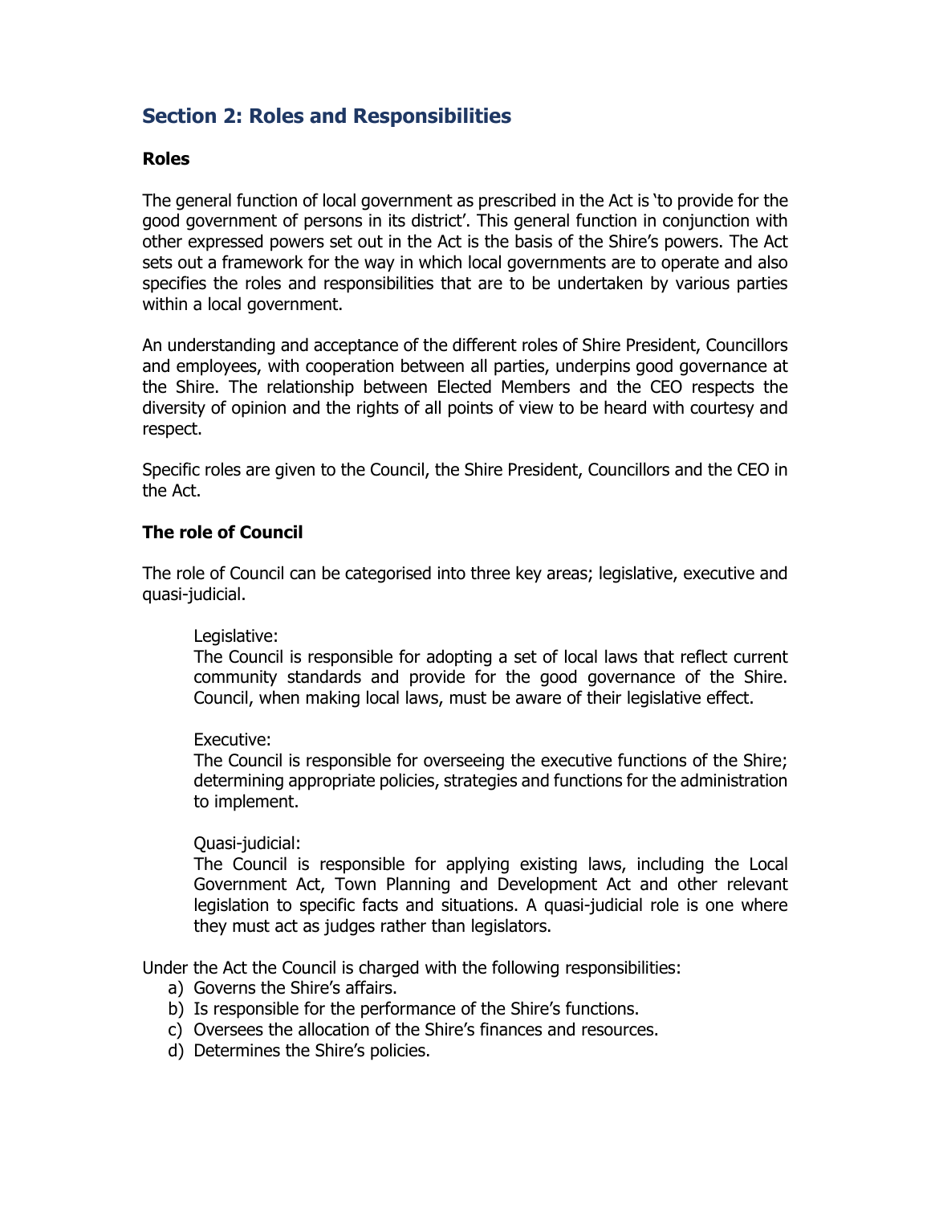## Section 2: Roles and Responsibilities

### Roles

The general function of local government as prescribed in the Act is 'to provide for the good government of persons in its district'. This general function in conjunction with other expressed powers set out in the Act is the basis of the Shire's powers. The Act sets out a framework for the way in which local governments are to operate and also specifies the roles and responsibilities that are to be undertaken by various parties within a local government.

An understanding and acceptance of the different roles of Shire President, Councillors and employees, with cooperation between all parties, underpins good governance at the Shire. The relationship between Elected Members and the CEO respects the diversity of opinion and the rights of all points of view to be heard with courtesy and respect.

Specific roles are given to the Council, the Shire President, Councillors and the CEO in the Act.

### The role of Council

The role of Council can be categorised into three key areas; legislative, executive and quasi-judicial.

> Legislative:
> The Council is responsible for adopting a set of local laws that reflect current community standards and provide for the good governance of the Shire. Council, when making local laws, must be aware of their legislative effect.
>
> Executive:
> The Council is responsible for overseeing the executive functions of the Shire; determining appropriate policies, strategies and functions for the administration to implement.
>
> Quasi-judicial:
> The Council is responsible for applying existing laws, including the Local Government Act, Town Planning and Development Act and other relevant legislation to specific facts and situations. A quasi-judicial role is one where they must act as judges rather than legislators.

Under the Act the Council is charged with the following responsibilities:

a) Governs the Shire's affairs.
b) Is responsible for the performance of the Shire's functions.
c) Oversees the allocation of the Shire's finances and resources.
d) Determines the Shire's policies.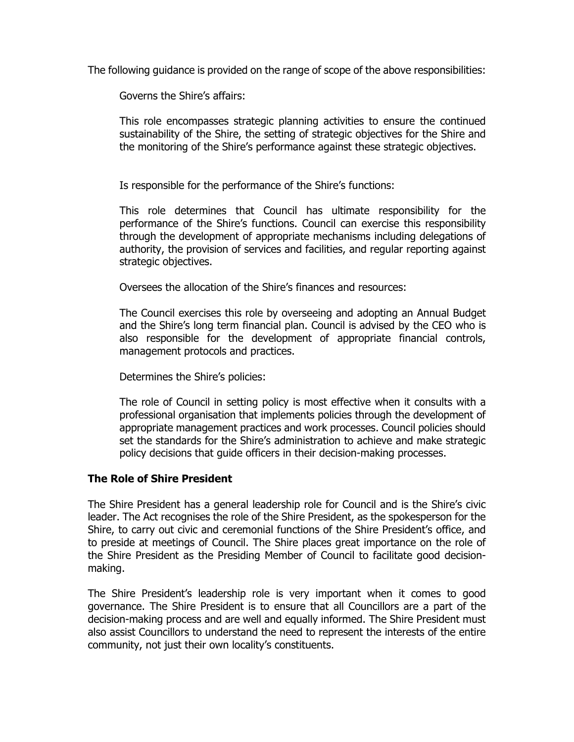The following guidance is provided on the range of scope of the above responsibilities:

Governs the Shire's affairs:

This role encompasses strategic planning activities to ensure the continued sustainability of the Shire, the setting of strategic objectives for the Shire and the monitoring of the Shire's performance against these strategic objectives.

Is responsible for the performance of the Shire's functions:

This role determines that Council has ultimate responsibility for the performance of the Shire's functions. Council can exercise this responsibility through the development of appropriate mechanisms including delegations of authority, the provision of services and facilities, and regular reporting against strategic objectives.

Oversees the allocation of the Shire's finances and resources:

The Council exercises this role by overseeing and adopting an Annual Budget and the Shire's long term financial plan. Council is advised by the CEO who is also responsible for the development of appropriate financial controls, management protocols and practices.

Determines the Shire's policies:

The role of Council in setting policy is most effective when it consults with a professional organisation that implements policies through the development of appropriate management practices and work processes. Council policies should set the standards for the Shire's administration to achieve and make strategic policy decisions that guide officers in their decision-making processes.

**The Role of Shire President**

The Shire President has a general leadership role for Council and is the Shire's civic leader. The Act recognises the role of the Shire President, as the spokesperson for the Shire, to carry out civic and ceremonial functions of the Shire President's office, and to preside at meetings of Council. The Shire places great importance on the role of the Shire President as the Presiding Member of Council to facilitate good decision-making.

The Shire President's leadership role is very important when it comes to good governance. The Shire President is to ensure that all Councillors are a part of the decision-making process and are well and equally informed. The Shire President must also assist Councillors to understand the need to represent the interests of the entire community, not just their own locality's constituents.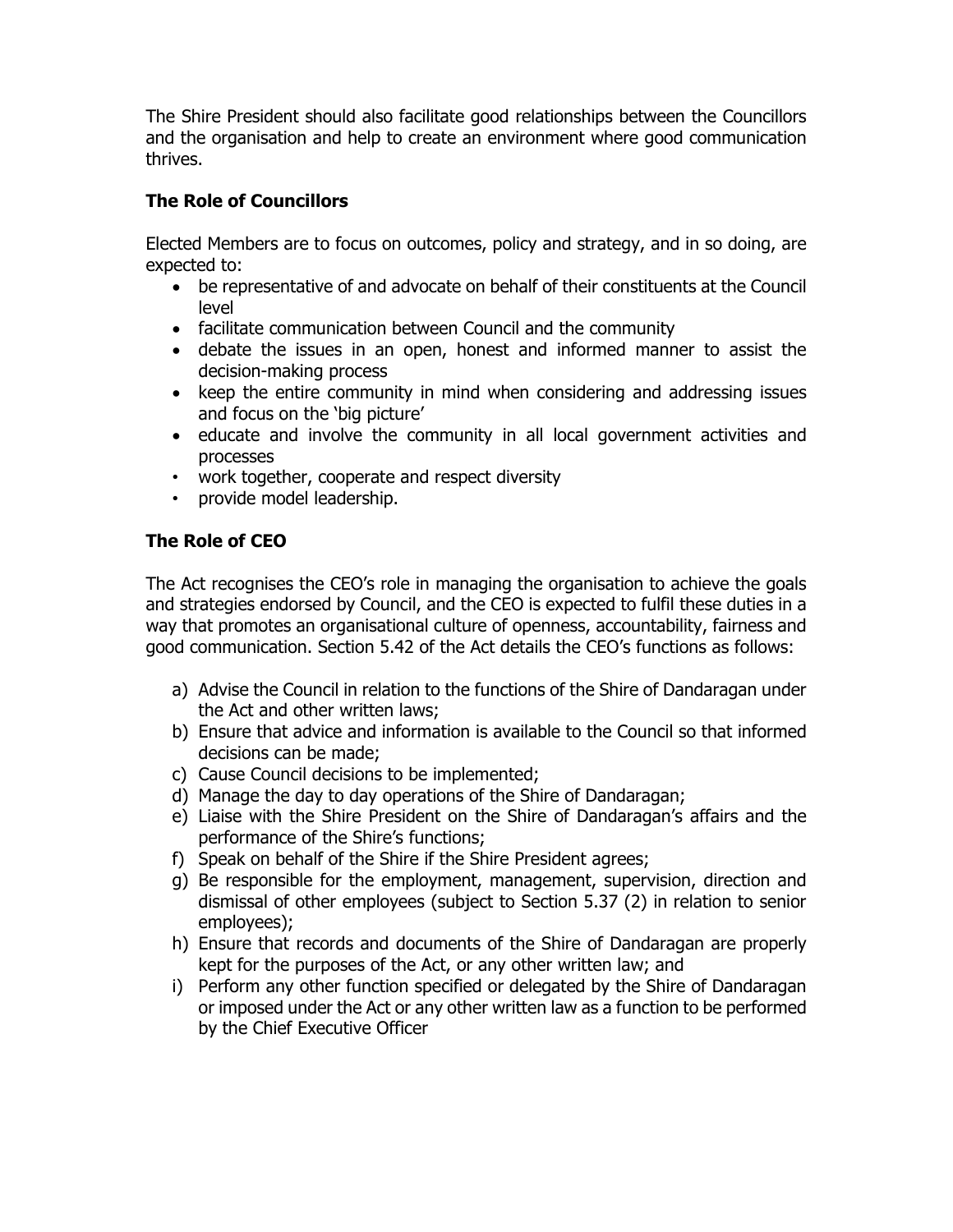The Shire President should also facilitate good relationships between the Councillors and the organisation and help to create an environment where good communication thrives.

## The Role of Councillors

Elected Members are to focus on outcomes, policy and strategy, and in so doing, are expected to:

- be representative of and advocate on behalf of their constituents at the Council level
- facilitate communication between Council and the community
- debate the issues in an open, honest and informed manner to assist the decision-making process
- keep the entire community in mind when considering and addressing issues and focus on the 'big picture'
- educate and involve the community in all local government activities and processes
- work together, cooperate and respect diversity
- provide model leadership.

## The Role of CEO

The Act recognises the CEO's role in managing the organisation to achieve the goals and strategies endorsed by Council, and the CEO is expected to fulfil these duties in a way that promotes an organisational culture of openness, accountability, fairness and good communication. Section 5.42 of the Act details the CEO's functions as follows:

a) Advise the Council in relation to the functions of the Shire of Dandaragan under the Act and other written laws;
b) Ensure that advice and information is available to the Council so that informed decisions can be made;
c) Cause Council decisions to be implemented;
d) Manage the day to day operations of the Shire of Dandaragan;
e) Liaise with the Shire President on the Shire of Dandaragan's affairs and the performance of the Shire's functions;
f) Speak on behalf of the Shire if the Shire President agrees;
g) Be responsible for the employment, management, supervision, direction and dismissal of other employees (subject to Section 5.37 (2) in relation to senior employees);
h) Ensure that records and documents of the Shire of Dandaragan are properly kept for the purposes of the Act, or any other written law; and
i) Perform any other function specified or delegated by the Shire of Dandaragan or imposed under the Act or any other written law as a function to be performed by the Chief Executive Officer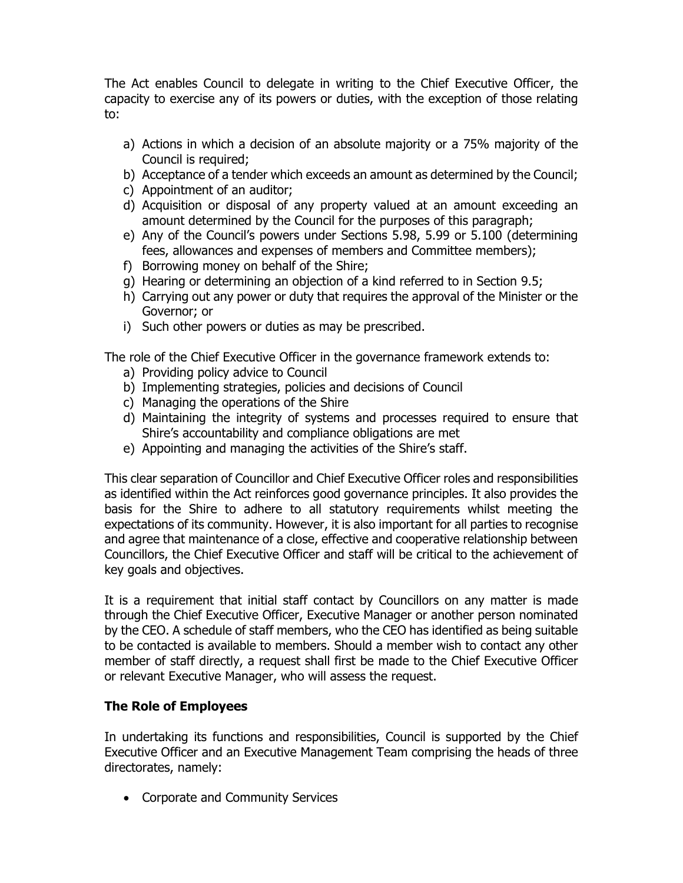The Act enables Council to delegate in writing to the Chief Executive Officer, the capacity to exercise any of its powers or duties, with the exception of those relating to:

a) Actions in which a decision of an absolute majority or a 75% majority of the Council is required;
b) Acceptance of a tender which exceeds an amount as determined by the Council;
c) Appointment of an auditor;
d) Acquisition or disposal of any property valued at an amount exceeding an amount determined by the Council for the purposes of this paragraph;
e) Any of the Council's powers under Sections 5.98, 5.99 or 5.100 (determining fees, allowances and expenses of members and Committee members);
f) Borrowing money on behalf of the Shire;
g) Hearing or determining an objection of a kind referred to in Section 9.5;
h) Carrying out any power or duty that requires the approval of the Minister or the Governor; or
i) Such other powers or duties as may be prescribed.

The role of the Chief Executive Officer in the governance framework extends to:

a) Providing policy advice to Council
b) Implementing strategies, policies and decisions of Council
c) Managing the operations of the Shire
d) Maintaining the integrity of systems and processes required to ensure that Shire's accountability and compliance obligations are met
e) Appointing and managing the activities of the Shire's staff.

This clear separation of Councillor and Chief Executive Officer roles and responsibilities as identified within the Act reinforces good governance principles. It also provides the basis for the Shire to adhere to all statutory requirements whilst meeting the expectations of its community. However, it is also important for all parties to recognise and agree that maintenance of a close, effective and cooperative relationship between Councillors, the Chief Executive Officer and staff will be critical to the achievement of key goals and objectives.

It is a requirement that initial staff contact by Councillors on any matter is made through the Chief Executive Officer, Executive Manager or another person nominated by the CEO. A schedule of staff members, who the CEO has identified as being suitable to be contacted is available to members. Should a member wish to contact any other member of staff directly, a request shall first be made to the Chief Executive Officer or relevant Executive Manager, who will assess the request.

## The Role of Employees

In undertaking its functions and responsibilities, Council is supported by the Chief Executive Officer and an Executive Management Team comprising the heads of three directorates, namely:

- Corporate and Community Services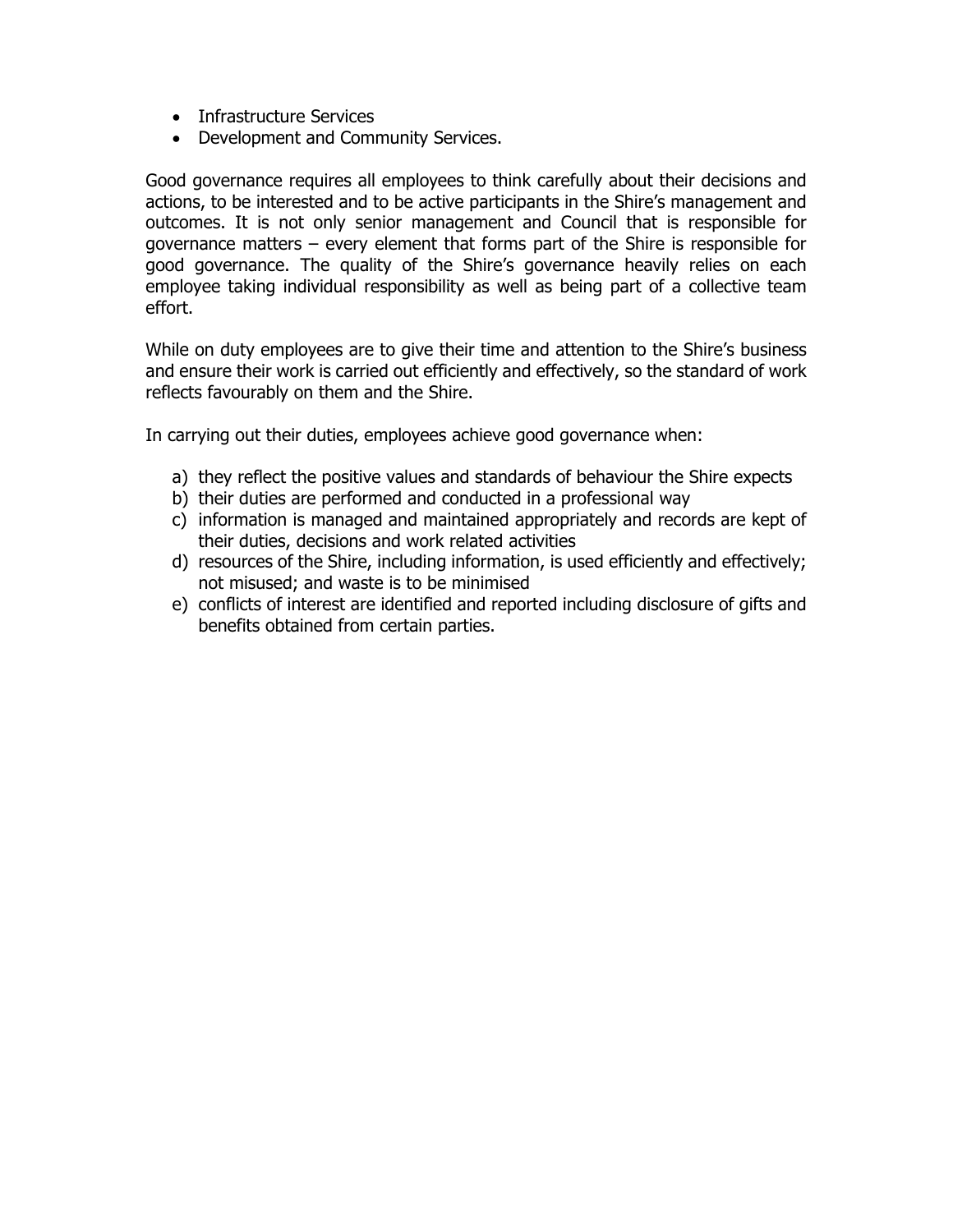- Infrastructure Services
- Development and Community Services.

Good governance requires all employees to think carefully about their decisions and actions, to be interested and to be active participants in the Shire's management and outcomes. It is not only senior management and Council that is responsible for governance matters – every element that forms part of the Shire is responsible for good governance. The quality of the Shire's governance heavily relies on each employee taking individual responsibility as well as being part of a collective team effort.

While on duty employees are to give their time and attention to the Shire's business and ensure their work is carried out efficiently and effectively, so the standard of work reflects favourably on them and the Shire.

In carrying out their duties, employees achieve good governance when:

a) they reflect the positive values and standards of behaviour the Shire expects
b) their duties are performed and conducted in a professional way
c) information is managed and maintained appropriately and records are kept of their duties, decisions and work related activities
d) resources of the Shire, including information, is used efficiently and effectively; not misused; and waste is to be minimised
e) conflicts of interest are identified and reported including disclosure of gifts and benefits obtained from certain parties.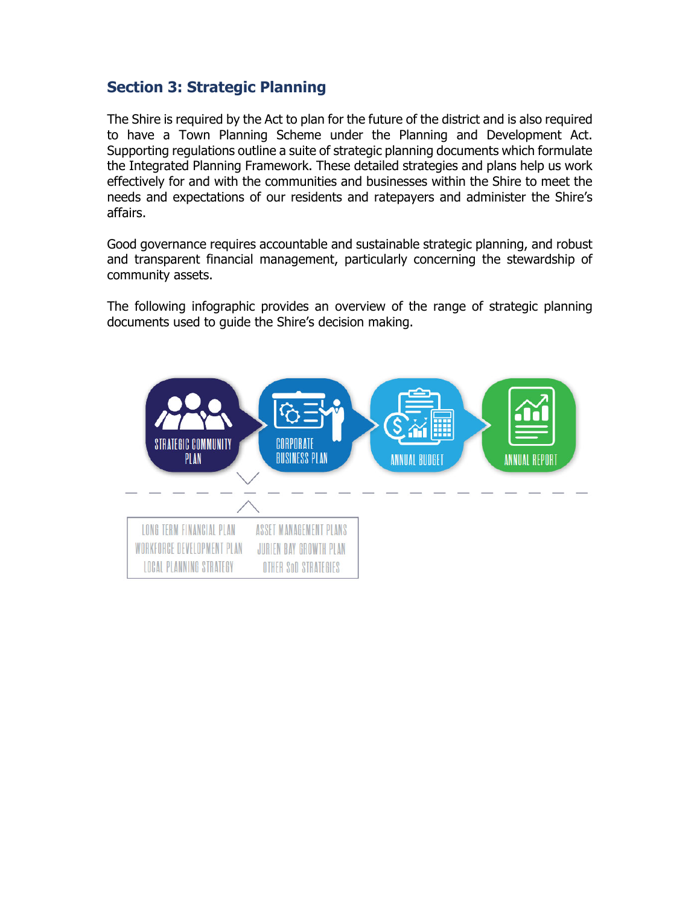## Section 3: Strategic Planning

The Shire is required by the Act to plan for the future of the district and is also required to have a Town Planning Scheme under the Planning and Development Act. Supporting regulations outline a suite of strategic planning documents which formulate the Integrated Planning Framework. These detailed strategies and plans help us work effectively for and with the communities and businesses within the Shire to meet the needs and expectations of our residents and ratepayers and administer the Shire's affairs.

Good governance requires accountable and sustainable strategic planning, and robust and transparent financial management, particularly concerning the stewardship of community assets.

The following infographic provides an overview of the range of strategic planning documents used to guide the Shire's decision making.

STRATEGIC COMMUNITY PLAN → CORPORATE BUSINESS PLAN → ANNUAL BUDGET → ANNUAL REPORT

| | |
|---|---|
| LONG TERM FINANCIAL PLAN | ASSET MANAGEMENT PLANS |
| WORKFORCE DEVELOPMENT PLAN | JURIEN BAY GROWTH PLAN |
| LOCAL PLANNING STRATEGY | OTHER SoD STRATEGIES |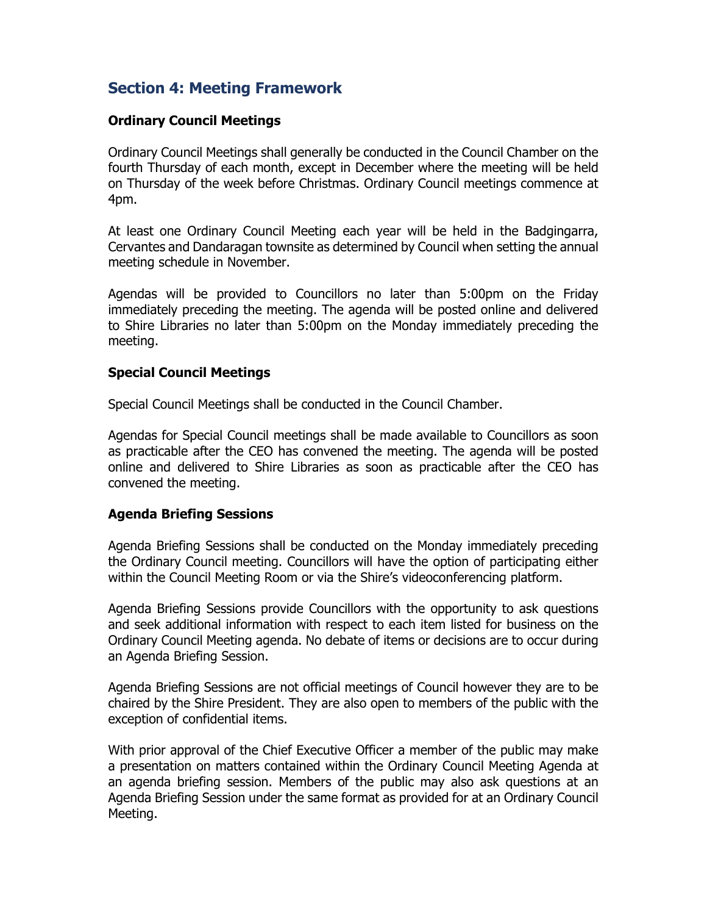## Section 4: Meeting Framework

### Ordinary Council Meetings

Ordinary Council Meetings shall generally be conducted in the Council Chamber on the fourth Thursday of each month, except in December where the meeting will be held on Thursday of the week before Christmas. Ordinary Council meetings commence at 4pm.

At least one Ordinary Council Meeting each year will be held in the Badgingarra, Cervantes and Dandaragan townsite as determined by Council when setting the annual meeting schedule in November.

Agendas will be provided to Councillors no later than 5:00pm on the Friday immediately preceding the meeting. The agenda will be posted online and delivered to Shire Libraries no later than 5:00pm on the Monday immediately preceding the meeting.

### Special Council Meetings

Special Council Meetings shall be conducted in the Council Chamber.

Agendas for Special Council meetings shall be made available to Councillors as soon as practicable after the CEO has convened the meeting. The agenda will be posted online and delivered to Shire Libraries as soon as practicable after the CEO has convened the meeting.

### Agenda Briefing Sessions

Agenda Briefing Sessions shall be conducted on the Monday immediately preceding the Ordinary Council meeting. Councillors will have the option of participating either within the Council Meeting Room or via the Shire's videoconferencing platform.

Agenda Briefing Sessions provide Councillors with the opportunity to ask questions and seek additional information with respect to each item listed for business on the Ordinary Council Meeting agenda. No debate of items or decisions are to occur during an Agenda Briefing Session.

Agenda Briefing Sessions are not official meetings of Council however they are to be chaired by the Shire President. They are also open to members of the public with the exception of confidential items.

With prior approval of the Chief Executive Officer a member of the public may make a presentation on matters contained within the Ordinary Council Meeting Agenda at an agenda briefing session. Members of the public may also ask questions at an Agenda Briefing Session under the same format as provided for at an Ordinary Council Meeting.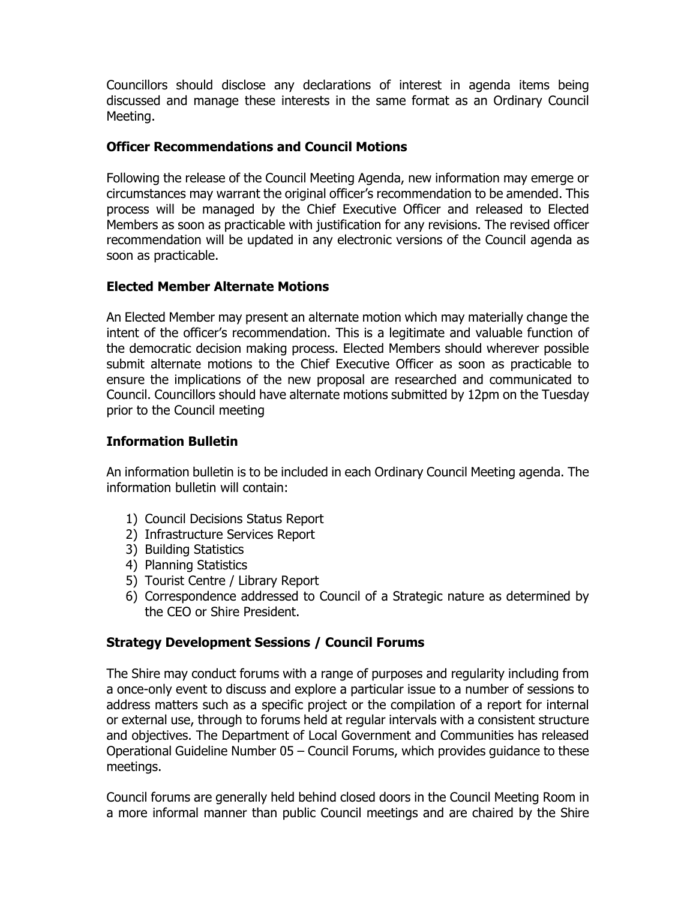Councillors should disclose any declarations of interest in agenda items being discussed and manage these interests in the same format as an Ordinary Council Meeting.

**Officer Recommendations and Council Motions**

Following the release of the Council Meeting Agenda, new information may emerge or circumstances may warrant the original officer's recommendation to be amended. This process will be managed by the Chief Executive Officer and released to Elected Members as soon as practicable with justification for any revisions. The revised officer recommendation will be updated in any electronic versions of the Council agenda as soon as practicable.

**Elected Member Alternate Motions**

An Elected Member may present an alternate motion which may materially change the intent of the officer's recommendation. This is a legitimate and valuable function of the democratic decision making process. Elected Members should wherever possible submit alternate motions to the Chief Executive Officer as soon as practicable to ensure the implications of the new proposal are researched and communicated to Council. Councillors should have alternate motions submitted by 12pm on the Tuesday prior to the Council meeting

**Information Bulletin**

An information bulletin is to be included in each Ordinary Council Meeting agenda. The information bulletin will contain:

1) Council Decisions Status Report
2) Infrastructure Services Report
3) Building Statistics
4) Planning Statistics
5) Tourist Centre / Library Report
6) Correspondence addressed to Council of a Strategic nature as determined by the CEO or Shire President.

**Strategy Development Sessions / Council Forums**

The Shire may conduct forums with a range of purposes and regularity including from a once-only event to discuss and explore a particular issue to a number of sessions to address matters such as a specific project or the compilation of a report for internal or external use, through to forums held at regular intervals with a consistent structure and objectives. The Department of Local Government and Communities has released Operational Guideline Number 05 – Council Forums, which provides guidance to these meetings.

Council forums are generally held behind closed doors in the Council Meeting Room in a more informal manner than public Council meetings and are chaired by the Shire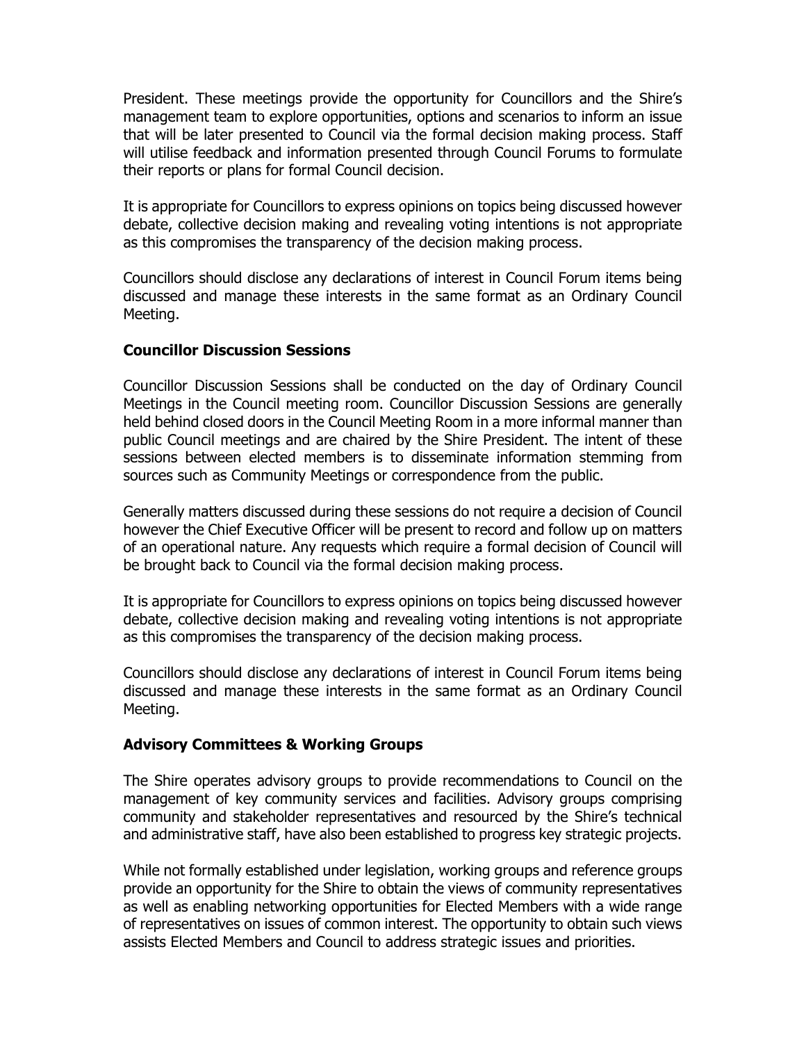President. These meetings provide the opportunity for Councillors and the Shire's management team to explore opportunities, options and scenarios to inform an issue that will be later presented to Council via the formal decision making process. Staff will utilise feedback and information presented through Council Forums to formulate their reports or plans for formal Council decision.

It is appropriate for Councillors to express opinions on topics being discussed however debate, collective decision making and revealing voting intentions is not appropriate as this compromises the transparency of the decision making process.

Councillors should disclose any declarations of interest in Council Forum items being discussed and manage these interests in the same format as an Ordinary Council Meeting.

**Councillor Discussion Sessions**

Councillor Discussion Sessions shall be conducted on the day of Ordinary Council Meetings in the Council meeting room. Councillor Discussion Sessions are generally held behind closed doors in the Council Meeting Room in a more informal manner than public Council meetings and are chaired by the Shire President. The intent of these sessions between elected members is to disseminate information stemming from sources such as Community Meetings or correspondence from the public.

Generally matters discussed during these sessions do not require a decision of Council however the Chief Executive Officer will be present to record and follow up on matters of an operational nature. Any requests which require a formal decision of Council will be brought back to Council via the formal decision making process.

It is appropriate for Councillors to express opinions on topics being discussed however debate, collective decision making and revealing voting intentions is not appropriate as this compromises the transparency of the decision making process.

Councillors should disclose any declarations of interest in Council Forum items being discussed and manage these interests in the same format as an Ordinary Council Meeting.

**Advisory Committees & Working Groups**

The Shire operates advisory groups to provide recommendations to Council on the management of key community services and facilities. Advisory groups comprising community and stakeholder representatives and resourced by the Shire's technical and administrative staff, have also been established to progress key strategic projects.

While not formally established under legislation, working groups and reference groups provide an opportunity for the Shire to obtain the views of community representatives as well as enabling networking opportunities for Elected Members with a wide range of representatives on issues of common interest. The opportunity to obtain such views assists Elected Members and Council to address strategic issues and priorities.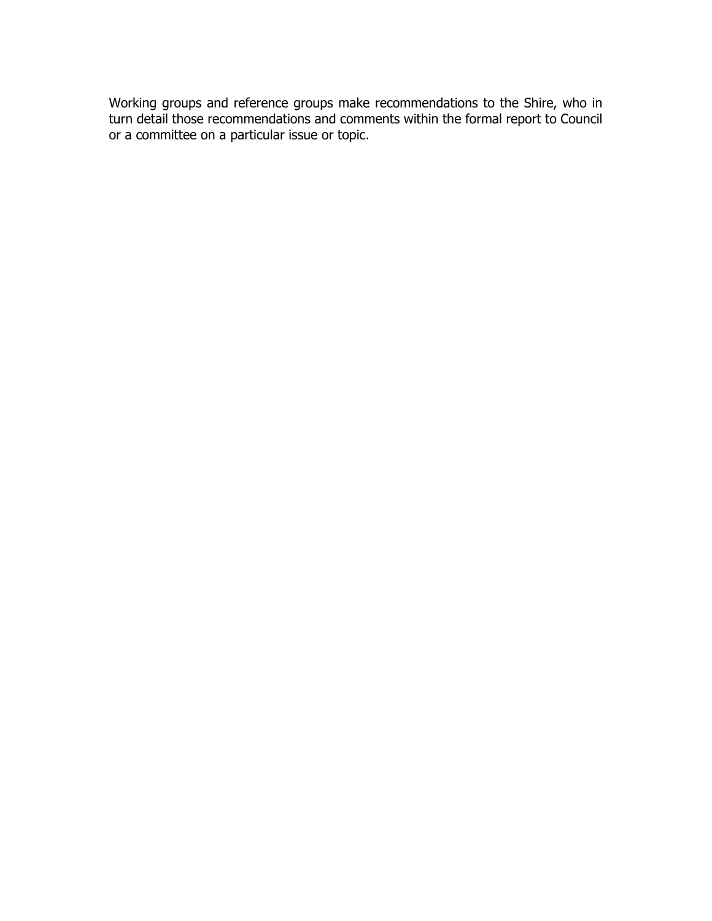Working groups and reference groups make recommendations to the Shire, who in turn detail those recommendations and comments within the formal report to Council or a committee on a particular issue or topic.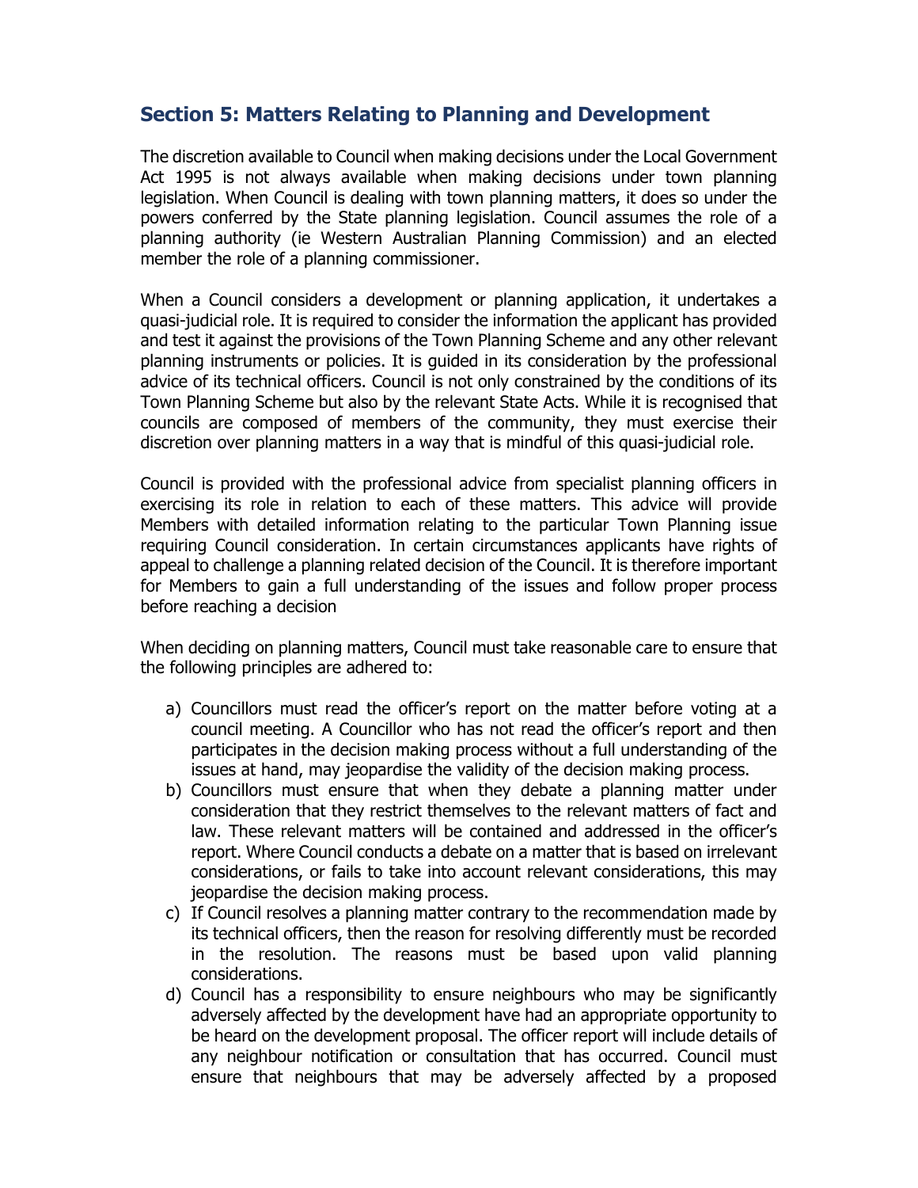## Section 5: Matters Relating to Planning and Development

The discretion available to Council when making decisions under the Local Government Act 1995 is not always available when making decisions under town planning legislation. When Council is dealing with town planning matters, it does so under the powers conferred by the State planning legislation. Council assumes the role of a planning authority (ie Western Australian Planning Commission) and an elected member the role of a planning commissioner.

When a Council considers a development or planning application, it undertakes a quasi-judicial role. It is required to consider the information the applicant has provided and test it against the provisions of the Town Planning Scheme and any other relevant planning instruments or policies. It is guided in its consideration by the professional advice of its technical officers. Council is not only constrained by the conditions of its Town Planning Scheme but also by the relevant State Acts. While it is recognised that councils are composed of members of the community, they must exercise their discretion over planning matters in a way that is mindful of this quasi-judicial role.

Council is provided with the professional advice from specialist planning officers in exercising its role in relation to each of these matters. This advice will provide Members with detailed information relating to the particular Town Planning issue requiring Council consideration. In certain circumstances applicants have rights of appeal to challenge a planning related decision of the Council. It is therefore important for Members to gain a full understanding of the issues and follow proper process before reaching a decision

When deciding on planning matters, Council must take reasonable care to ensure that the following principles are adhered to:

a) Councillors must read the officer's report on the matter before voting at a council meeting. A Councillor who has not read the officer's report and then participates in the decision making process without a full understanding of the issues at hand, may jeopardise the validity of the decision making process.
b) Councillors must ensure that when they debate a planning matter under consideration that they restrict themselves to the relevant matters of fact and law. These relevant matters will be contained and addressed in the officer's report. Where Council conducts a debate on a matter that is based on irrelevant considerations, or fails to take into account relevant considerations, this may jeopardise the decision making process.
c) If Council resolves a planning matter contrary to the recommendation made by its technical officers, then the reason for resolving differently must be recorded in the resolution. The reasons must be based upon valid planning considerations.
d) Council has a responsibility to ensure neighbours who may be significantly adversely affected by the development have had an appropriate opportunity to be heard on the development proposal. The officer report will include details of any neighbour notification or consultation that has occurred. Council must ensure that neighbours that may be adversely affected by a proposed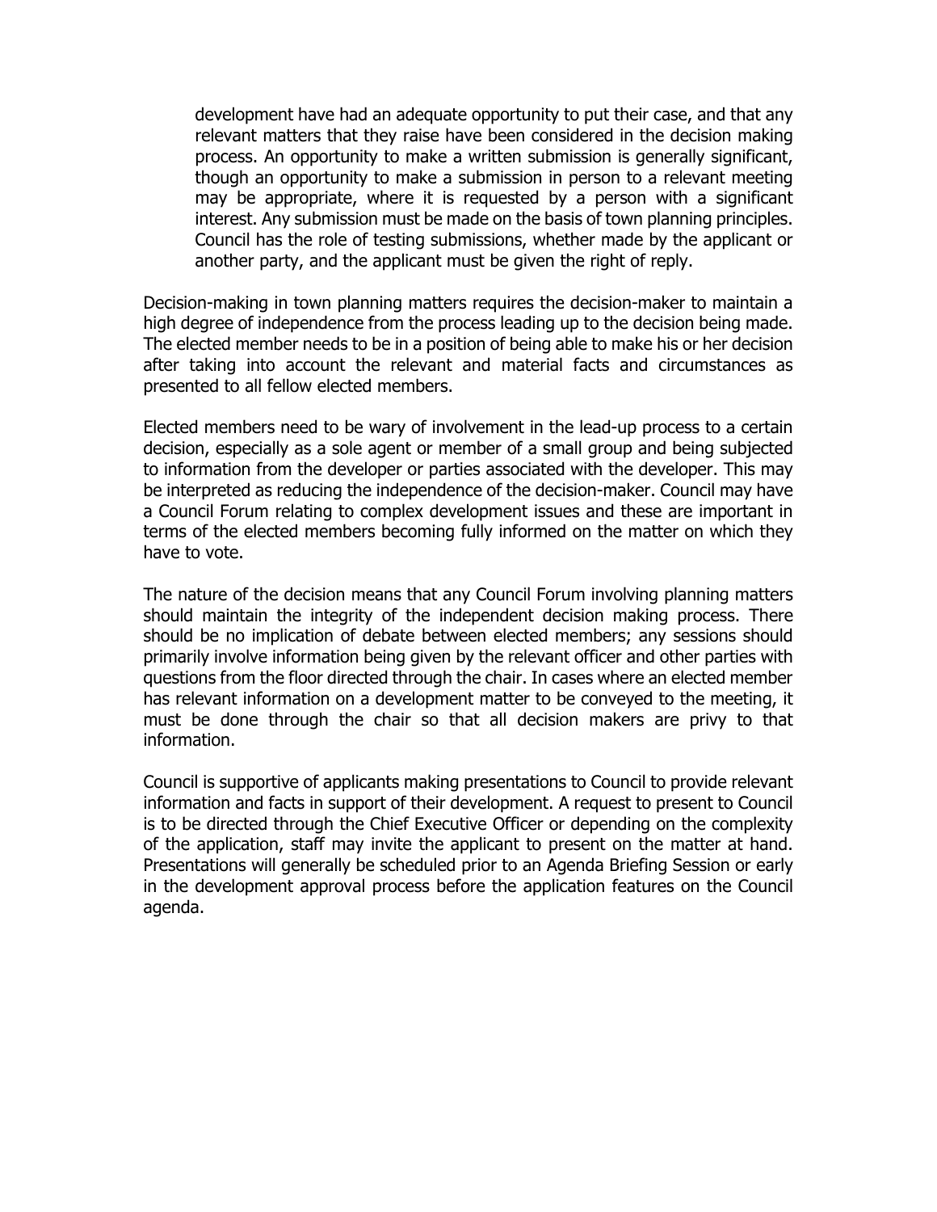> development have had an adequate opportunity to put their case, and that any relevant matters that they raise have been considered in the decision making process. An opportunity to make a written submission is generally significant, though an opportunity to make a submission in person to a relevant meeting may be appropriate, where it is requested by a person with a significant interest. Any submission must be made on the basis of town planning principles. Council has the role of testing submissions, whether made by the applicant or another party, and the applicant must be given the right of reply.

Decision-making in town planning matters requires the decision-maker to maintain a high degree of independence from the process leading up to the decision being made. The elected member needs to be in a position of being able to make his or her decision after taking into account the relevant and material facts and circumstances as presented to all fellow elected members.

Elected members need to be wary of involvement in the lead-up process to a certain decision, especially as a sole agent or member of a small group and being subjected to information from the developer or parties associated with the developer. This may be interpreted as reducing the independence of the decision-maker. Council may have a Council Forum relating to complex development issues and these are important in terms of the elected members becoming fully informed on the matter on which they have to vote.

The nature of the decision means that any Council Forum involving planning matters should maintain the integrity of the independent decision making process. There should be no implication of debate between elected members; any sessions should primarily involve information being given by the relevant officer and other parties with questions from the floor directed through the chair. In cases where an elected member has relevant information on a development matter to be conveyed to the meeting, it must be done through the chair so that all decision makers are privy to that information.

Council is supportive of applicants making presentations to Council to provide relevant information and facts in support of their development. A request to present to Council is to be directed through the Chief Executive Officer or depending on the complexity of the application, staff may invite the applicant to present on the matter at hand. Presentations will generally be scheduled prior to an Agenda Briefing Session or early in the development approval process before the application features on the Council agenda.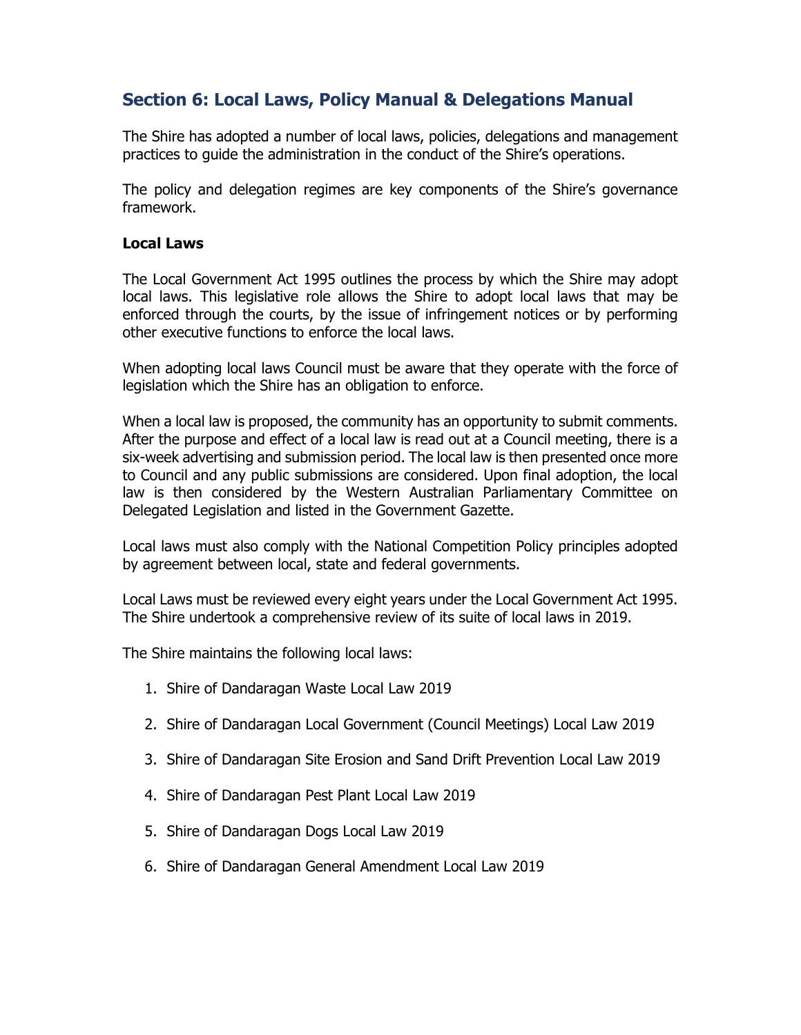## Section 6: Local Laws, Policy Manual & Delegations Manual

The Shire has adopted a number of local laws, policies, delegations and management practices to guide the administration in the conduct of the Shire's operations.

The policy and delegation regimes are key components of the Shire's governance framework.

### Local Laws

The Local Government Act 1995 outlines the process by which the Shire may adopt local laws. This legislative role allows the Shire to adopt local laws that may be enforced through the courts, by the issue of infringement notices or by performing other executive functions to enforce the local laws.

When adopting local laws Council must be aware that they operate with the force of legislation which the Shire has an obligation to enforce.

When a local law is proposed, the community has an opportunity to submit comments. After the purpose and effect of a local law is read out at a Council meeting, there is a six-week advertising and submission period. The local law is then presented once more to Council and any public submissions are considered. Upon final adoption, the local law is then considered by the Western Australian Parliamentary Committee on Delegated Legislation and listed in the Government Gazette.

Local laws must also comply with the National Competition Policy principles adopted by agreement between local, state and federal governments.

Local Laws must be reviewed every eight years under the Local Government Act 1995. The Shire undertook a comprehensive review of its suite of local laws in 2019.

The Shire maintains the following local laws:

1. Shire of Dandaragan Waste Local Law 2019
2. Shire of Dandaragan Local Government (Council Meetings) Local Law 2019
3. Shire of Dandaragan Site Erosion and Sand Drift Prevention Local Law 2019
4. Shire of Dandaragan Pest Plant Local Law 2019
5. Shire of Dandaragan Dogs Local Law 2019
6. Shire of Dandaragan General Amendment Local Law 2019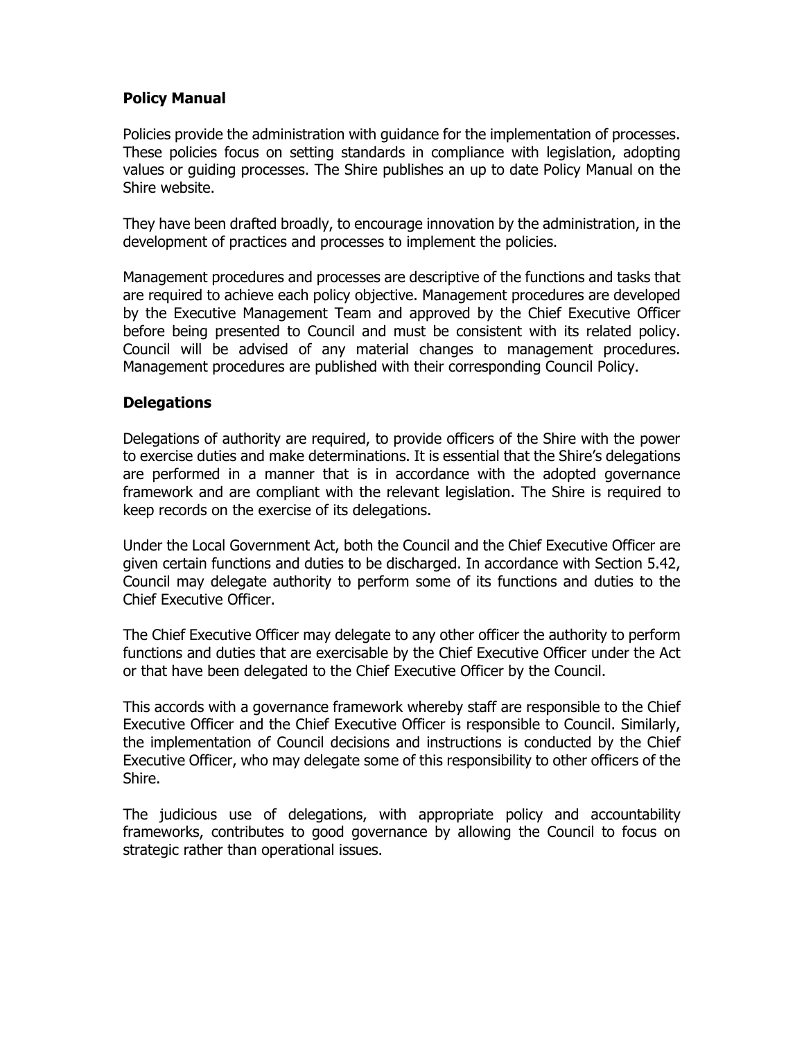## Policy Manual

Policies provide the administration with guidance for the implementation of processes. These policies focus on setting standards in compliance with legislation, adopting values or guiding processes. The Shire publishes an up to date Policy Manual on the Shire website.

They have been drafted broadly, to encourage innovation by the administration, in the development of practices and processes to implement the policies.

Management procedures and processes are descriptive of the functions and tasks that are required to achieve each policy objective. Management procedures are developed by the Executive Management Team and approved by the Chief Executive Officer before being presented to Council and must be consistent with its related policy. Council will be advised of any material changes to management procedures. Management procedures are published with their corresponding Council Policy.

## Delegations

Delegations of authority are required, to provide officers of the Shire with the power to exercise duties and make determinations. It is essential that the Shire's delegations are performed in a manner that is in accordance with the adopted governance framework and are compliant with the relevant legislation. The Shire is required to keep records on the exercise of its delegations.

Under the Local Government Act, both the Council and the Chief Executive Officer are given certain functions and duties to be discharged. In accordance with Section 5.42, Council may delegate authority to perform some of its functions and duties to the Chief Executive Officer.

The Chief Executive Officer may delegate to any other officer the authority to perform functions and duties that are exercisable by the Chief Executive Officer under the Act or that have been delegated to the Chief Executive Officer by the Council.

This accords with a governance framework whereby staff are responsible to the Chief Executive Officer and the Chief Executive Officer is responsible to Council. Similarly, the implementation of Council decisions and instructions is conducted by the Chief Executive Officer, who may delegate some of this responsibility to other officers of the Shire.

The judicious use of delegations, with appropriate policy and accountability frameworks, contributes to good governance by allowing the Council to focus on strategic rather than operational issues.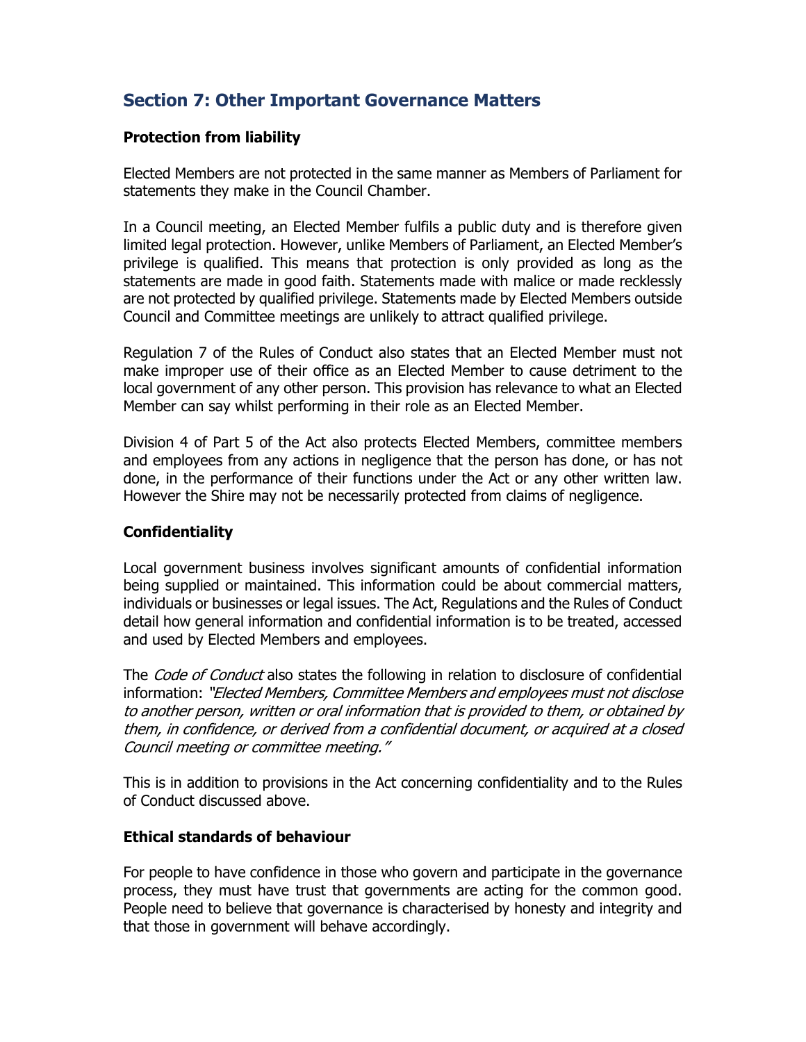## Section 7: Other Important Governance Matters

### Protection from liability

Elected Members are not protected in the same manner as Members of Parliament for statements they make in the Council Chamber.

In a Council meeting, an Elected Member fulfils a public duty and is therefore given limited legal protection. However, unlike Members of Parliament, an Elected Member's privilege is qualified. This means that protection is only provided as long as the statements are made in good faith. Statements made with malice or made recklessly are not protected by qualified privilege. Statements made by Elected Members outside Council and Committee meetings are unlikely to attract qualified privilege.

Regulation 7 of the Rules of Conduct also states that an Elected Member must not make improper use of their office as an Elected Member to cause detriment to the local government of any other person. This provision has relevance to what an Elected Member can say whilst performing in their role as an Elected Member.

Division 4 of Part 5 of the Act also protects Elected Members, committee members and employees from any actions in negligence that the person has done, or has not done, in the performance of their functions under the Act or any other written law. However the Shire may not be necessarily protected from claims of negligence.

### Confidentiality

Local government business involves significant amounts of confidential information being supplied or maintained. This information could be about commercial matters, individuals or businesses or legal issues. The Act, Regulations and the Rules of Conduct detail how general information and confidential information is to be treated, accessed and used by Elected Members and employees.

The *Code of Conduct* also states the following in relation to disclosure of confidential information: *"Elected Members, Committee Members and employees must not disclose to another person, written or oral information that is provided to them, or obtained by them, in confidence, or derived from a confidential document, or acquired at a closed Council meeting or committee meeting."*

This is in addition to provisions in the Act concerning confidentiality and to the Rules of Conduct discussed above.

### Ethical standards of behaviour

For people to have confidence in those who govern and participate in the governance process, they must have trust that governments are acting for the common good. People need to believe that governance is characterised by honesty and integrity and that those in government will behave accordingly.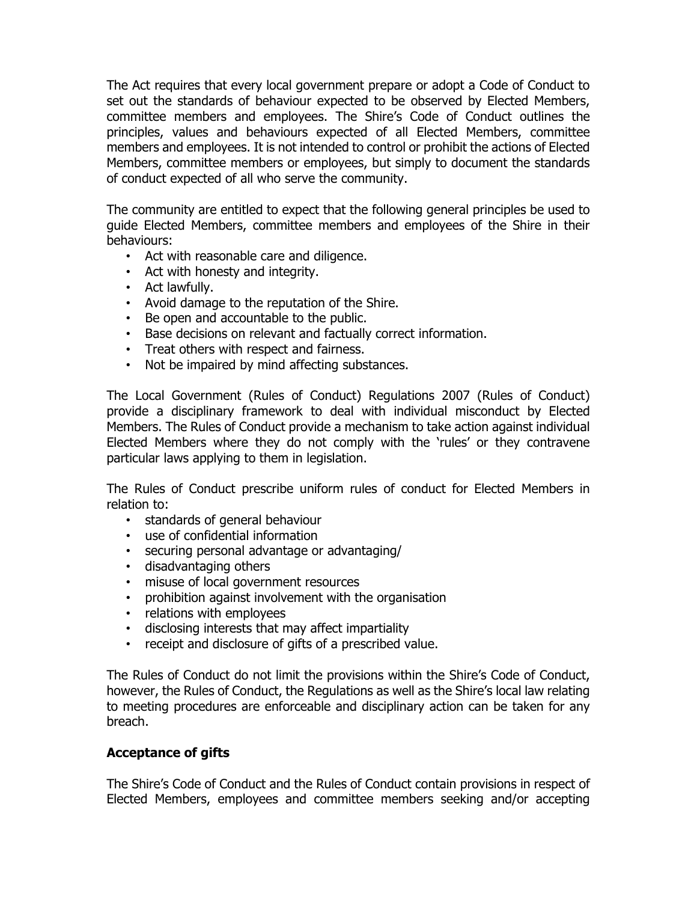The Act requires that every local government prepare or adopt a Code of Conduct to set out the standards of behaviour expected to be observed by Elected Members, committee members and employees. The Shire's Code of Conduct outlines the principles, values and behaviours expected of all Elected Members, committee members and employees. It is not intended to control or prohibit the actions of Elected Members, committee members or employees, but simply to document the standards of conduct expected of all who serve the community.

The community are entitled to expect that the following general principles be used to guide Elected Members, committee members and employees of the Shire in their behaviours:

- Act with reasonable care and diligence.
- Act with honesty and integrity.
- Act lawfully.
- Avoid damage to the reputation of the Shire.
- Be open and accountable to the public.
- Base decisions on relevant and factually correct information.
- Treat others with respect and fairness.
- Not be impaired by mind affecting substances.

The Local Government (Rules of Conduct) Regulations 2007 (Rules of Conduct) provide a disciplinary framework to deal with individual misconduct by Elected Members. The Rules of Conduct provide a mechanism to take action against individual Elected Members where they do not comply with the 'rules' or they contravene particular laws applying to them in legislation.

The Rules of Conduct prescribe uniform rules of conduct for Elected Members in relation to:

- standards of general behaviour
- use of confidential information
- securing personal advantage or advantaging/
- disadvantaging others
- misuse of local government resources
- prohibition against involvement with the organisation
- relations with employees
- disclosing interests that may affect impartiality
- receipt and disclosure of gifts of a prescribed value.

The Rules of Conduct do not limit the provisions within the Shire's Code of Conduct, however, the Rules of Conduct, the Regulations as well as the Shire's local law relating to meeting procedures are enforceable and disciplinary action can be taken for any breach.

**Acceptance of gifts**

The Shire's Code of Conduct and the Rules of Conduct contain provisions in respect of Elected Members, employees and committee members seeking and/or accepting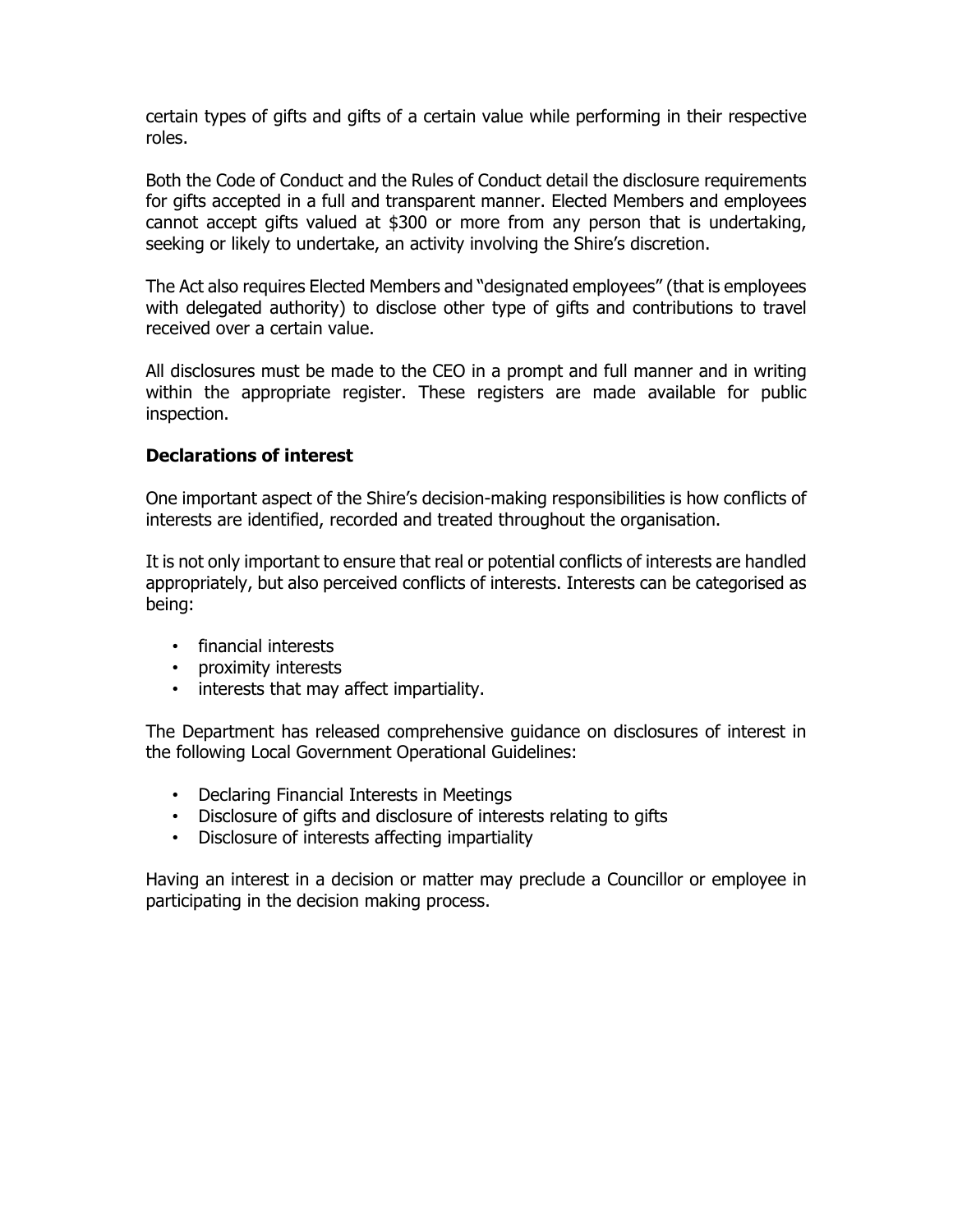certain types of gifts and gifts of a certain value while performing in their respective roles.

Both the Code of Conduct and the Rules of Conduct detail the disclosure requirements for gifts accepted in a full and transparent manner. Elected Members and employees cannot accept gifts valued at $300 or more from any person that is undertaking, seeking or likely to undertake, an activity involving the Shire's discretion.

The Act also requires Elected Members and "designated employees" (that is employees with delegated authority) to disclose other type of gifts and contributions to travel received over a certain value.

All disclosures must be made to the CEO in a prompt and full manner and in writing within the appropriate register. These registers are made available for public inspection.

**Declarations of interest**

One important aspect of the Shire's decision-making responsibilities is how conflicts of interests are identified, recorded and treated throughout the organisation.

It is not only important to ensure that real or potential conflicts of interests are handled appropriately, but also perceived conflicts of interests. Interests can be categorised as being:

- financial interests
- proximity interests
- interests that may affect impartiality.

The Department has released comprehensive guidance on disclosures of interest in the following Local Government Operational Guidelines:

- Declaring Financial Interests in Meetings
- Disclosure of gifts and disclosure of interests relating to gifts
- Disclosure of interests affecting impartiality

Having an interest in a decision or matter may preclude a Councillor or employee in participating in the decision making process.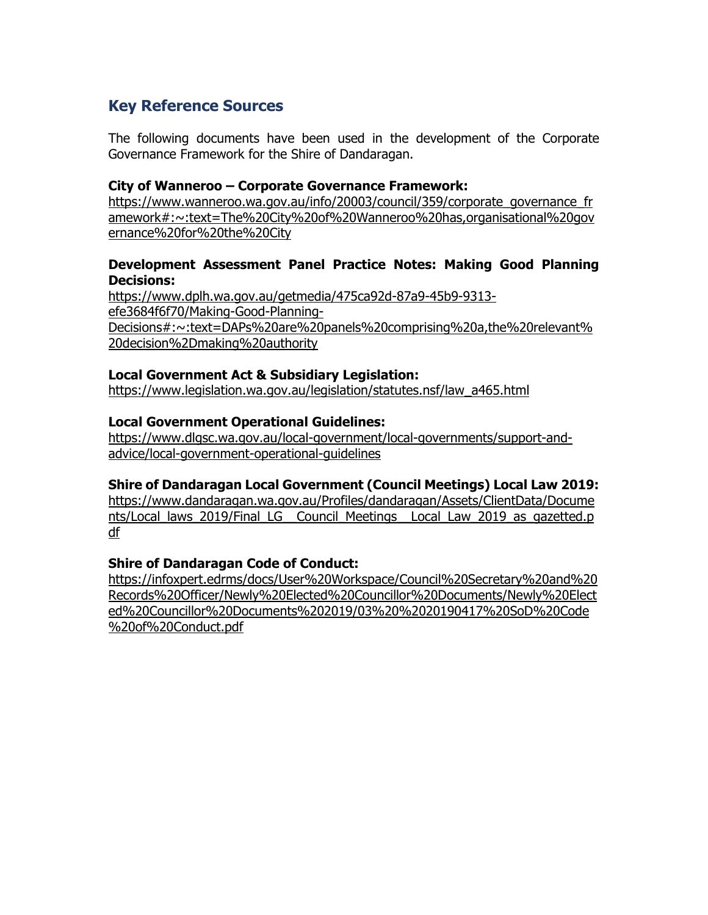## Key Reference Sources

The following documents have been used in the development of the Corporate Governance Framework for the Shire of Dandaragan.

**City of Wanneroo – Corporate Governance Framework:**
https://www.wanneroo.wa.gov.au/info/20003/council/359/corporate_governance_framework#:~:text=The%20City%20of%20Wanneroo%20has,organisational%20governance%20for%20the%20City

**Development Assessment Panel Practice Notes: Making Good Planning Decisions:**
https://www.dplh.wa.gov.au/getmedia/475ca92d-87a9-45b9-9313-efe3684f6f70/Making-Good-Planning-Decisions#:~:text=DAPs%20are%20panels%20comprising%20a,the%20relevant%20decision%2Dmaking%20authority

**Local Government Act & Subsidiary Legislation:**
https://www.legislation.wa.gov.au/legislation/statutes.nsf/law_a465.html

**Local Government Operational Guidelines:**
https://www.dlgsc.wa.gov.au/local-government/local-governments/support-and-advice/local-government-operational-guidelines

**Shire of Dandaragan Local Government (Council Meetings) Local Law 2019:**
https://www.dandaragan.wa.gov.au/Profiles/dandaragan/Assets/ClientData/Documents/Local_laws_2019/Final_LG__Council_Meetings__Local_Law_2019_as_gazetted.pdf

**Shire of Dandaragan Code of Conduct:**
https://infoxpert.edrms/docs/User%20Workspace/Council%20Secretary%20and%20Records%20Officer/Newly%20Elected%20Councillor%20Documents/Newly%20Elected%20Councillor%20Documents%202019/03%20%2020190417%20SoD%20Code%20of%20Conduct.pdf